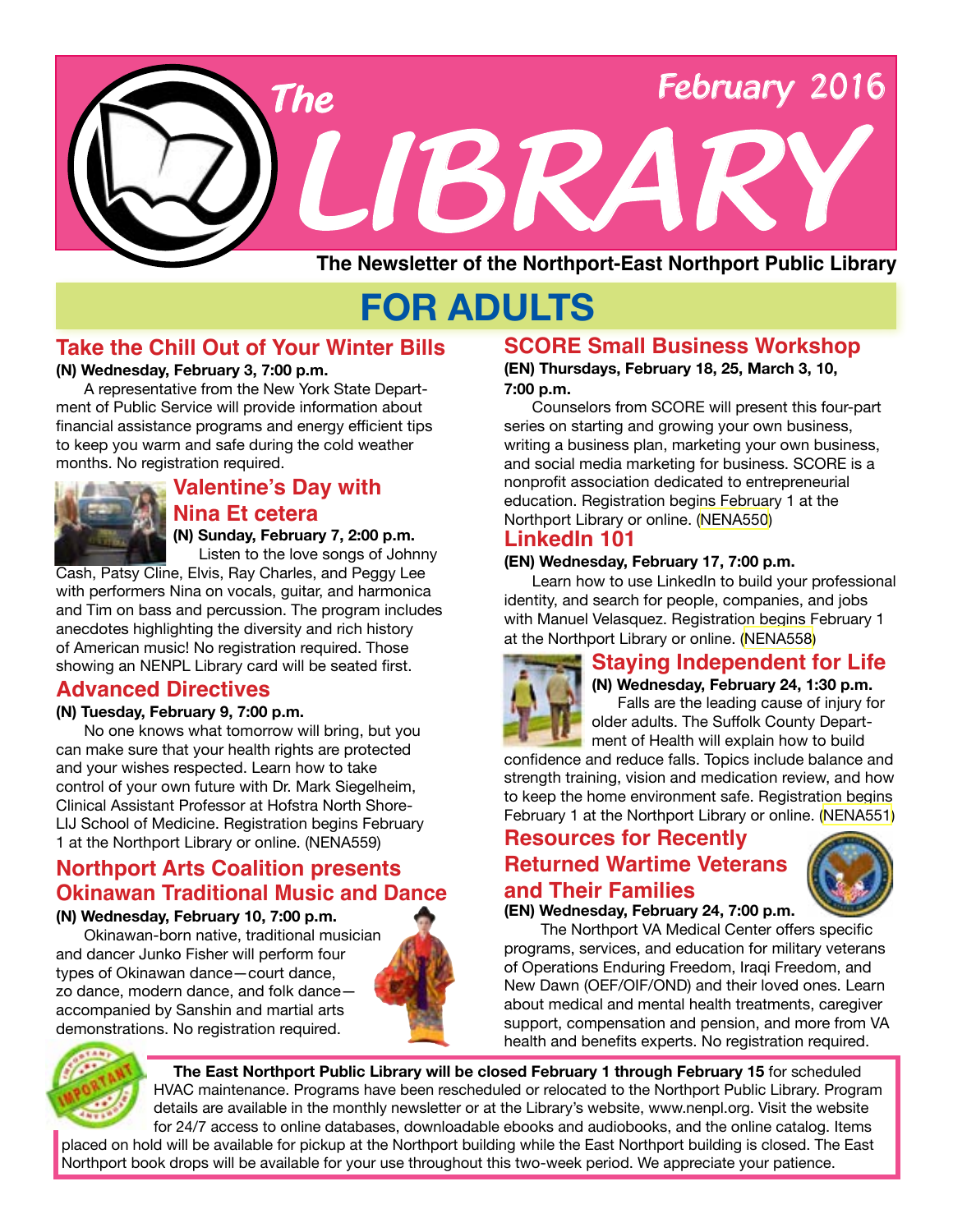# The LIBRARY

February 2016

**The Newsletter of the Northport-East Northport Public Library**

## FOR ADULTS

### Take the Chill Out of Your Winter Bills

**(N) Wednesday, February 3, 7:00 p.m.**

A representative from the New York State Department of Public Service will provide information about financial assistance programs and energy efficient tips to keep you warm and safe during the cold weather months. No registration required.

### Valentine's Day with Nina Et cetera

**(N) Sunday, February 7, 2:00 p.m.**

Listen to the love songs of Johnny Cash, Patsy Cline, Elvis, Ray Charles, and Peggy Lee with performers Nina on vocals, guitar, and harmonica and Tim on bass and percussion. The program includes anecdotes highlighting the diversity and rich history of American music! No registration required. Those showing an NENPL Library card will be seated first.

### Advanced Directives

**(N) Tuesday, February 9, 7:00 p.m.**

No one knows what tomorrow will bring, but you can make sure that your health rights are protected and your wishes respected. Learn how to take control of your own future with Dr. Mark Siegelheim, Clinical Assistant Professor at Hofstra North Shore-LIJ School of Medicine. Registration begins February 1 at the Northport Library or online. (NENA559)

### Northport Arts Coalition presents Okinawan Traditional Music and Dance

**(N) Wednesday, February 10, 7:00 p.m.**

Okinawan-born native, traditional musician and dancer Junko Fisher will perform four types of Okinawan dance—court dance, zo dance, modern dance, and folk dance—accompanied by Sanshin and martial arts demonstrations. No registration required.

### SCORE Small Business Workshop

**(EN) Thursdays, February 18, 25, March 3, 10, 7:00 p.m.**

Counselors from SCORE will present this four-part series on starting and growing your own business, writing a business plan, marketing your own business, and social media marketing for business. SCORE is a nonprofit association dedicated to entrepreneurial education. Registration begins February 1 at the Northport Library or online. (NENA550)

### LinkedIn 101

**(EN) Wednesday, February 17, 7:00 p.m.**

Learn how to use LinkedIn to build your professional identity, and search for people, companies, and jobs with Manuel Velasquez. Registration begins February 1 at the Northport Library or online. (NENA558)

### Staying Independent for Life

**(N) Wednesday, February 24, 1:30 p.m.**

Falls are the leading cause of injury for older adults. The Suffolk County Department of Health will explain how to build confidence and reduce falls. Topics include balance and strength training, vision and medication review, and how to keep the home environment safe. Registration begins February 1 at the Northport Library or online. (NENA551)

### Resources for Recently Returned Wartime Veterans and Their Families

**(EN) Wednesday, February 24, 7:00 p.m.**

The Northport VA Medical Center offers specific programs, services, and education for military veterans of Operations Enduring Freedom, Iraqi Freedom, and New Dawn (OEF/OIF/OND) and their loved ones. Learn about medical and mental health treatments, caregiver support, compensation and pension, and more from VA health and benefits experts. No registration required.

---

IMPORTANT

**The East Northport Public Library will be closed February 1 through February 15** for scheduled HVAC maintenance. Programs have been rescheduled or relocated to the Northport Public Library. Program details are available in the monthly newsletter or at the Library's website, www.nenpl.org. Visit the website for 24/7 access to online databases, downloadable ebooks and audiobooks, and the online catalog. Items placed on hold will be available for pickup at the Northport building while the East Northport building is closed. The East Northport book drops will be available for your use throughout this two-week period. We appreciate your patience.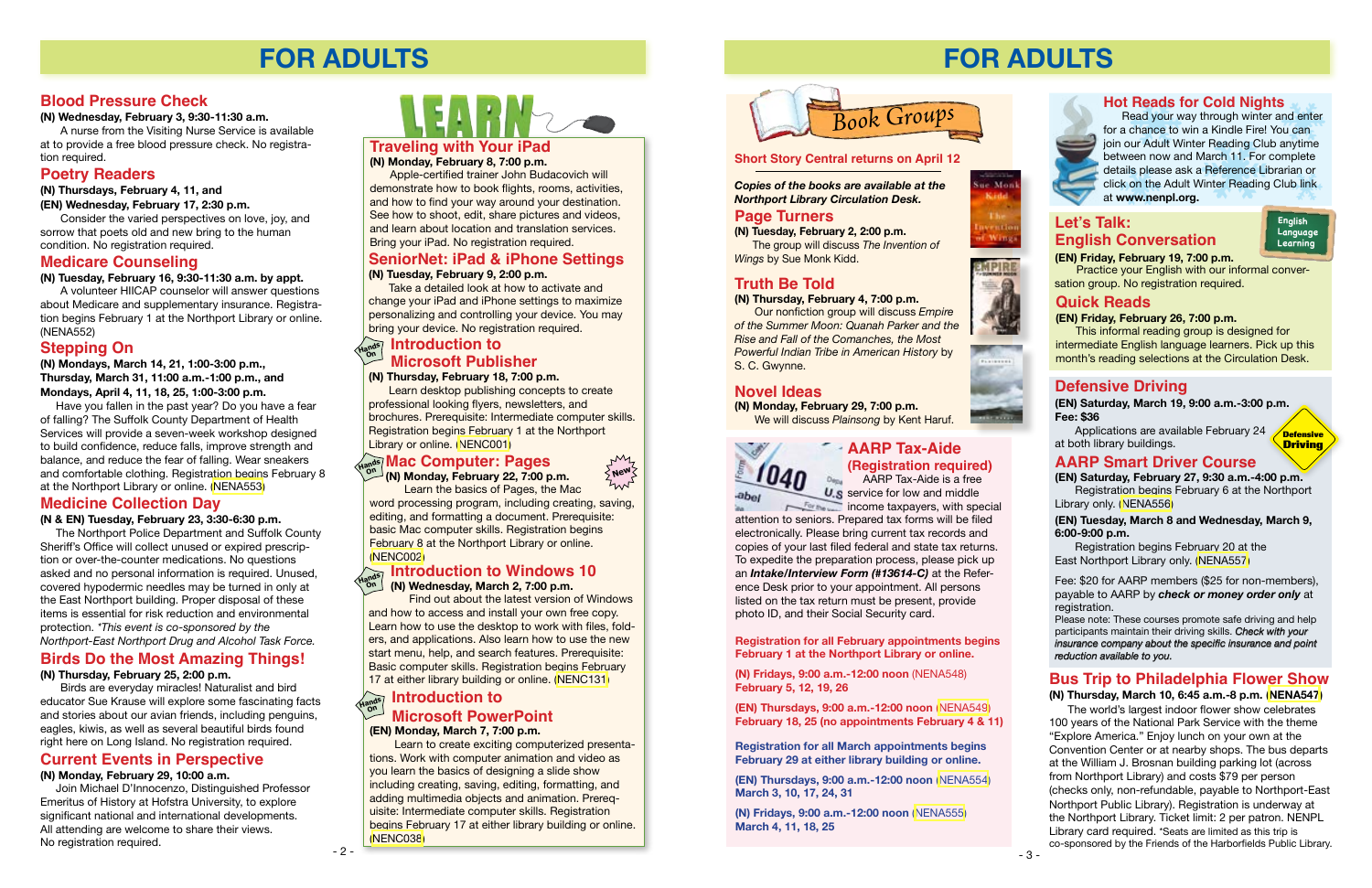# FOR ADULTS

## Blood Pressure Check

**(N) Wednesday, February 3, 9:30-11:30 a.m.**

A nurse from the Visiting Nurse Service is available at to provide a free blood pressure check. No registration required.

## Poetry Readers

**(N) Thursdays, February 4, 11, and**
**(EN) Wednesday, February 17, 2:30 p.m.**

Consider the varied perspectives on love, joy, and sorrow that poets old and new bring to the human condition. No registration required.

## Medicare Counseling

**(N) Tuesday, February 16, 9:30-11:30 a.m. by appt.**

A volunteer HIICAP counselor will answer questions about Medicare and supplementary insurance. Registration begins February 1 at the Northport Library or online. (NENA552)

## Stepping On

**(N) Mondays, March 14, 21, 1:00-3:00 p.m., Thursday, March 31, 11:00 a.m.-1:00 p.m., and Mondays, April 4, 11, 18, 25, 1:00-3:00 p.m.**

Have you fallen in the past year? Do you have a fear of falling? The Suffolk County Department of Health Services will provide a seven-week workshop designed to build confidence, reduce falls, improve strength and balance, and reduce the fear of falling. Wear sneakers and comfortable clothing. Registration begins February 8 at the Northport Library or online. (NENA553)

## Medicine Collection Day

**(N & EN) Tuesday, February 23, 3:30-6:30 p.m.**

The Northport Police Department and Suffolk County Sheriff's Office will collect unused or expired prescription or over-the-counter medications. No questions asked and no personal information is required. Unused, clean hypodermic needles may be turned in only at the East Northport building. Proper disposal of these items is essential for risk reduction and environmental protection. *\*This event is co-sponsored by the Northport-East Northport Drug and Alcohol Task Force.*

## Birds Do the Most Amazing Things!

**(N) Thursday, February 25, 2:00 p.m.**

Birds are everyday miracles! Naturalist and bird educator Sue Krause will explore some fascinating facts and stories about our avian friends, including penguins, eagles, kiwis, as well as several beautiful birds found right here on Long Island. No registration required.

## Current Events in Perspective

**(N) Monday, February 29, 10:00 a.m.**

Join Michael D'Innocenzo, Distinguished Professor Emeritus of History at Hofstra University, to explore significant national and international developments. All attending are welcome to share their views. No registration required.

# LEARN

## Traveling with Your iPad

**(N) Monday, February 8, 7:00 p.m.**

Apple-certified trainer John Budacovich will demonstrate how to book flights, rooms, activities, and how to find your way around your destination. See how to shoot, edit, share pictures and videos, and learn about location and translation services. Bring your iPad. No registration required.

## SeniorNet: iPad & iPhone Settings

**(N) Tuesday, February 9, 2:00 p.m.**

Take a detailed look at how to activate and change your iPad and iPhone settings to maximize personalizing and controlling your device. You may bring your device. No registration required.

## Introduction to Microsoft Publisher

*Hands On*

**(N) Thursday, February 18, 7:00 p.m.**

Learn desktop publishing concepts to create professional looking flyers, newsletters, and brochures. Prerequisite: Intermediate computer skills. Registration begins February 1 at the Northport Library or online. (NENC001)

## Mac Computer: Pages

*Hands On* *New*

**(N) Monday, February 22, 7:00 p.m.**

Learn the basics of Pages, the Mac word processing program, including creating, saving, editing, and formatting a document. Prerequisite: basic Mac computer skills. Registration begins February 8 at the Northport Library or online. (NENC002)

## Introduction to Windows 10

*Hands On*

**(N) Wednesday, March 2, 7:00 p.m.**

Find out about the latest version of Windows and how to access and install your own free copy. Learn how to use the desktop to work with files, folders, and applications. Also learn how to use the new start menu, help, and search features. Prerequisite: Basic computer skills. Registration begins February 17 at either library building or online. (NENC131)

## Introduction to Microsoft PowerPoint

*Hands On*

**(EN) Monday, March 7, 7:00 p.m.**

Learn to create exciting computerized presentations. Work with computer animation and video as you learn the basics of designing a slide show including creating, saving, editing, formatting, and adding multimedia objects and animation. Prerequisite: Intermediate computer skills. Registration begins February 17 at either library building or online. (NENC038)

# FOR ADULTS

## Book Groups

**Short Story Central returns on April 12**

***Copies of the books are available at the Northport Library Circulation Desk.***

### Page Turners

**(N) Tuesday, February 2, 2:00 p.m.**

The group will discuss *The Invention of Wings* by Sue Monk Kidd.

### Truth Be Told

**(N) Thursday, February 4, 7:00 p.m.**

Our nonfiction group will discuss *Empire of the Summer Moon: Quanah Parker and the Rise and Fall of the Comanches, the Most Powerful Indian Tribe in American History* by S. C. Gwynne.

### Novel Ideas

**(N) Monday, February 29, 7:00 p.m.**

We will discuss *Plainsong* by Kent Haruf.

## AARP Tax-Aide (Registration required)

AARP Tax-Aide is a free service for low and middle income taxpayers, with special attention to seniors. Prepared tax forms will be filed electronically. Please bring your current tax records and copies of your last filed federal and state tax returns. To expedite the preparation process, please pick up an ***Intake/Interview Form (#13614-C)*** at the Reference Desk prior to your appointment. All persons listed on the tax return must be present, provide photo ID, and their Social Security card.

**Registration for all February appointments begins February 1 at the Northport Library or online.**

**(N) Fridays, 9:00 a.m.-12:00 noon** (NENA548)
**February 5, 12, 19, 26**

**(EN) Thursdays, 9:00 a.m.-12:00 noon** (NENA549)
**February 18, 25 (no appointments February 4 & 11)**

**Registration for all March appointments begins February 29 at either library building or online.**

**(EN) Thursdays, 9:00 a.m.-12:00 noon** (NENA554)
**March 3, 10, 17, 24, 31**

**(N) Fridays, 9:00 a.m.-12:00 noon** (NENA555)
**March 4, 11, 18, 25**

## Hot Reads for Cold Nights

Read your way through winter and enter for a chance to win a Kindle Fire! You can join our Adult Winter Reading Club anytime between now and March 11. For complete details please ask a Reference Librarian or click on the Adult Winter Reading Club link at **www.nenpl.org.**

## Let's Talk: English Conversation

*English Language Learning*

**(EN) Friday, February 19, 7:00 p.m.**

Practice your English with our informal conversation group. No registration required.

## Quick Reads

**(EN) Friday, February 26, 7:00 p.m.**

This informal reading group is designed for intermediate English language learners. Pick up this month's reading selections at the Circulation Desk.

## Defensive Driving

**(EN) Saturday, March 19, 9:00 a.m.-3:00 p.m.**
**Fee: $36**

Applications are available February 24 at both library buildings.

## AARP Smart Driver Course

**(EN) Saturday, February 27, 9:30 a.m.-4:00 p.m.**

Registration begins February 6 at the Northport Library only. (NENA556)

**(EN) Tuesday, March 8 and Wednesday, March 9, 6:00-9:00 p.m.**

Registration begins February 20 at the East Northport Library only. (NENA557)

Fee: $20 for AARP members ($25 for non-members), payable to AARP by ***check or money order only*** at registration.

Please note: These courses promote safe driving and help participants maintain their driving skills. ***Check with your insurance company about the specific insurance and point reduction available to you.***

## Bus Trip to Philadelphia Flower Show

**(N) Thursday, March 10, 6:45 a.m.-8 p.m.** (NENA547)

The world's largest indoor flower show celebrates 100 years of the National Park Service with the theme "Explore America." Enjoy lunch on your own at the Convention Center or at nearby shops. The bus departs at the William J. Brosnan building parking lot (across from Northport Library) and costs $79 per person (checks only, non-refundable, payable to Northport-East Northport Public Library). Registration is underway at the Northport Library. Ticket limit: 2 per patron. NENPL Library card required. \*Seats are limited as this trip is co-sponsored by the Friends of the Harborfields Public Library.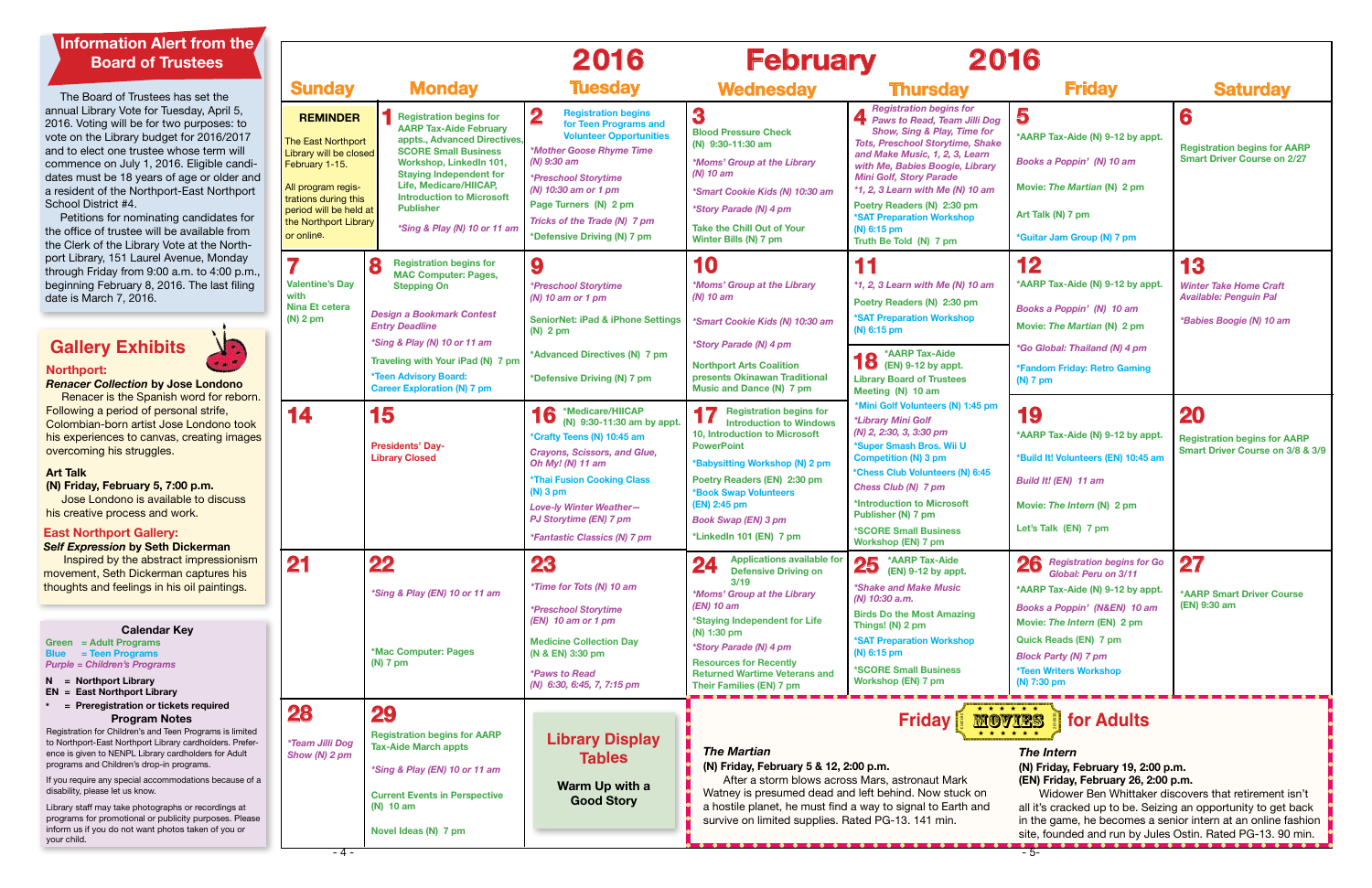## Information Alert from the Board of Trustees

The Board of Trustees has set the annual Library Vote for Tuesday, April 5, 2016. Voting will be for two purposes: to vote on the Library budget for 2016/2017 and to elect one trustee whose term will commence on July 1, 2016. Eligible candidates must be 18 years of age or older and a resident of the Northport-East Northport School District #4.

Petitions for nominating candidates for the office of trustee will be available from the Clerk of the Library Vote at the Northport Library, 151 Laurel Avenue, Monday through Friday from 9:00 a.m. to 4:00 p.m., beginning February 8, 2016. The last filing date is March 7, 2016.

## Gallery Exhibits

**Northport:**

***Renacer Collection* by Jose Londono**

Renacer is the Spanish word for reborn. Following a period of personal strife, Colombian-born artist Jose Londono took his experiences to canvas, creating images overcoming his struggles.

**Art Talk**

**(N) Friday, February 5, 7:00 p.m.**

Jose Londono is available to discuss his creative process and work.

**East Northport Gallery:**

***Self Expression* by Seth Dickerman**

Inspired by the abstract impressionism movement, Seth Dickerman captures his thoughts and feelings in his oil paintings.

### Calendar Key

Green = Adult Programs
Blue = Teen Programs
Purple = Children's Programs

N = Northport Library
EN = East Northport Library
* = Preregistration or tickets required

### Program Notes

Registration for Children's and Teen Programs is limited to Northport-East Northport Library cardholders. Preference is given to NENPL Library cardholders for Adult programs and Children's drop-in programs.

If you require any special accommodations because of a disability, please let us know.

Library staff may take photographs or recordings at programs for promotional or publicity purposes. Please inform us if you do not want photos taken of you or your child.

# 2016 February 2016

| Sunday | Monday | Tuesday | Wednesday | Thursday | Friday | Saturday |
|---|---|---|---|---|---|---|
| **REMINDER**<br>The East Northport Library will be closed February 1-15.<br>All program registrations during this period will be held at the Northport Library or online. | **1** Registration begins for AARP Tax-Aide February appts., Advanced Directives, SCORE Small Business Workshop, LinkedIn 101, Staying Independent for Life, Medicare/HIICAP, Introduction to Microsoft Publisher<br>*Sing & Play (N) 10 or 11 am | **2** Registration begins for Teen Programs and Volunteer Opportunities<br>*Mother Goose Rhyme Time (N) 9:30 am<br>*Preschool Storytime (N) 10:30 am or 1 pm<br>Page Turners (N) 2 pm<br>Tricks of the Trade (N) 7 pm<br>*Defensive Driving (N) 7 pm | **3** Blood Pressure Check (N) 9:30-11:30 am<br>*Moms' Group at the Library (N) 10 am<br>*Smart Cookie Kids (N) 10:30 am<br>*Story Parade (N) 4 pm<br>Take the Chill Out of Your Winter Bills (N) 7 pm | **4** Registration begins for Paws to Read, Team Jilli Dog Show, Sing & Play, Time for Tots, Preschool Storytime, Shake and Make Music, 1, 2, 3, Learn with Me, Babies Boogie, Library Mini Golf, Story Parade<br>*1, 2, 3 Learn with Me (N) 10 am<br>Poetry Readers (N) 2:30 pm<br>*SAT Preparation Workshop (N) 6:15 pm<br>Truth Be Told (N) 7 pm | **5** *AARP Tax-Aide (N) 9-12 by appt.<br>Books a Poppin' (N) 10 am<br>Movie: *The Martian* (N) 2 pm<br>Art Talk (N) 7 pm<br>*Guitar Jam Group (N) 7 pm | **6** Registration begins for AARP Smart Driver Course on 2/27 |
| **7** Valentine's Day with Nina Et cetera (N) 2 pm | **8** Registration begins for MAC Computer: Pages, Stepping On<br>Design a Bookmark Contest Entry Deadline<br>*Sing & Play (N) 10 or 11 am<br>Traveling with Your iPad (N) 7 pm<br>*Teen Advisory Board: Career Exploration (N) 7 pm | **9** *Preschool Storytime (N) 10 am or 1 pm<br>SeniorNet: iPad & iPhone Settings (N) 2 pm<br>*Advanced Directives (N) 7 pm<br>*Defensive Driving (N) 7 pm | **10** *Moms' Group at the Library (N) 10 am<br>*Smart Cookie Kids (N) 10:30 am<br>*Story Parade (N) 4 pm<br>Northport Arts Coalition presents Okinawan Traditional Music and Dance (N) 7 pm | **11** *1, 2, 3 Learn with Me (N) 10 am<br>Poetry Readers (N) 2:30 pm<br>*SAT Preparation Workshop (N) 6:15 pm<br>**18** *AARP Tax-Aide (EN) 9-12 by appt.<br>Library Board of Trustees Meeting (N) 10 am<br>*Mini Golf Volunteers (N) 1:45 pm<br>*Library Mini Golf (N) 2, 2:30, 3, 3:30 pm<br>*Super Smash Bros. Wii U Competition (N) 3 pm<br>*Chess Club Volunteers (N) 6:45<br>Chess Club (N) 7 pm<br>*Introduction to Microsoft Publisher (N) 7 pm<br>*SCORE Small Business Workshop (EN) 7 pm | **12** *AARP Tax-Aide (N) 9-12 by appt.<br>Books a Poppin' (N) 10 am<br>Movie: *The Martian* (N) 2 pm<br>*Go Global: Thailand (N) 4 pm<br>*Fandom Friday: Retro Gaming (N) 7 pm | **13** Winter Take Home Craft Available: Penguin Pal<br>*Babies Boogie (N) 10 am |
| **14** | **15** Presidents' Day-Library Closed | **16** *Medicare/HIICAP (N) 9:30-11:30 am by appt.<br>*Crafty Teens (N) 10:45 am<br>Crayons, Scissors, and Glue, Oh My! (N) 11 am<br>*Thai Fusion Cooking Class (N) 3 pm<br>Love-ly Winter Weather—PJ Storytime (EN) 7 pm<br>*Fantastic Classics (N) 7 pm | **17** Registration begins for Introduction to Windows 10, Introduction to Microsoft PowerPoint<br>*Babysitting Workshop (N) 2 pm<br>Poetry Readers (EN) 2:30 pm<br>*Book Swap Volunteers (EN) 2:45 pm<br>Book Swap (EN) 3 pm<br>*LinkedIn 101 (EN) 7 pm | | **19** *AARP Tax-Aide (N) 9-12 by appt.<br>*Build It! Volunteers (EN) 10:45 am<br>Build It! (EN) 11 am<br>Movie: *The Intern* (N) 2 pm<br>Let's Talk (EN) 7 pm | **20** Registration begins for AARP Smart Driver Course on 3/8 & 3/9 |
| **21** | **22** *Sing & Play (EN) 10 or 11 am<br>*Mac Computer: Pages (N) 7 pm | **23** *Time for Tots (N) 10 am<br>*Preschool Storytime (EN) 10 am or 1 pm<br>Medicine Collection Day (N & EN) 3:30 pm<br>*Paws to Read (N) 6:30, 6:45, 7, 7:15 pm | **24** Applications available for Defensive Driving on 3/19<br>*Moms' Group at the Library (EN) 10 am<br>*Staying Independent for Life (N) 1:30 pm<br>*Story Parade (N) 4 pm<br>Resources for Recently Returned Wartime Veterans and Their Families (EN) 7 pm | **25** *AARP Tax-Aide (EN) 9-12 by appt.<br>*Shake and Make Music (N) 10:30 a.m.<br>Birds Do the Most Amazing Things! (N) 2 pm<br>*SAT Preparation Workshop (N) 6:15 pm<br>*SCORE Small Business Workshop (EN) 7 pm | **26** Registration begins for Go Global: Peru on 3/11<br>*AARP Tax-Aide (N) 9-12 by appt.<br>Books a Poppin' (N&EN) 10 am<br>Movie: *The Intern* (EN) 2 pm<br>Quick Reads (EN) 7 pm<br>Block Party (N) 7 pm<br>*Teen Writers Workshop (N) 7:30 pm | **27** *AARP Smart Driver Course (EN) 9:30 am |
| **28** *Team Jilli Dog Show (N) 2 pm | **29** Registration begins for AARP Tax-Aide March appts.<br>*Sing & Play (EN) 10 or 11 am<br>Current Events in Perspective (N) 10 am<br>Novel Ideas (N) 7 pm | **Library Display Tables**<br>Warm Up with a Good Story | | | | |

## Friday MOVIES for Adults

***The Martian***
**(N) Friday, February 5 & 12, 2:00 p.m.**
After a storm blows across Mars, astronaut Mark Watney is presumed dead and left behind. Now stuck on a hostile planet, he must find a way to signal to Earth and survive on limited supplies. Rated PG-13. 141 min.

***The Intern***
**(N) Friday, February 19, 2:00 p.m.**
**(EN) Friday, February 26, 2:00 p.m.**
Widower Ben Whittaker discovers that retirement isn't all it's cracked up to be. Seizing an opportunity to get back in the game, he becomes a senior intern at an online fashion site, founded and run by Jules Ostin. Rated PG-13. 90 min.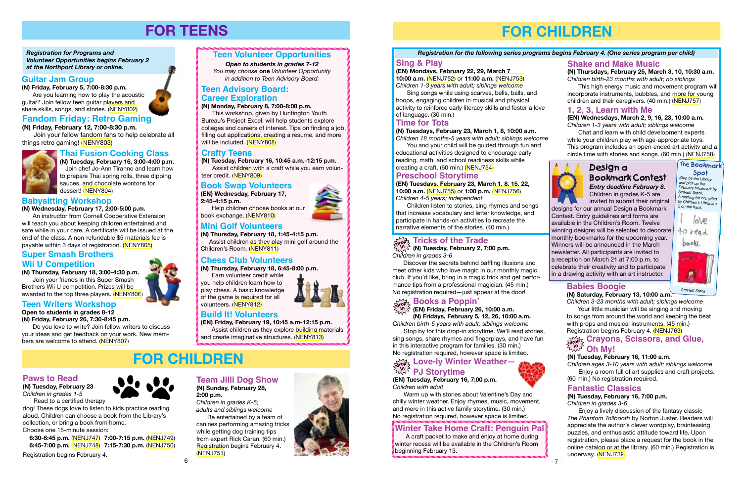# FOR TEENS

***Registration for Programs and Volunteer Opportunities begins February 2 at the Northport Library or online.***

## Guitar Jam Group

**(N) Friday, February 5, 7:00-8:30 p.m.**

Are you learning how to play the acoustic guitar? Join fellow teen guitar players and share skills, songs, and stories. (NENY802)

## Fandom Friday: Retro Gaming

**(N) Friday, February 12, 7:00-8:30 p.m.**

Join your fellow fandom fans to help celebrate all things retro gaming! (NENY803)

## Thai Fusion Cooking Class

**(N) Tuesday, February 16, 3:00-4:00 p.m.**

Join chef Jo-Ann Tiranno and learn how to prepare Thai spring rolls, three dipping sauces, and chocolate wontons for dessert! (NENY804)

## Babysitting Workshop

**(N) Wednesday, February 17, 2:00-5:00 p.m.**

An instructor from Cornell Cooperative Extension will teach you about keeping children entertained and safe while in your care. A certificate will be issued at the end of the class. A non-refundable $5 materials fee is payable within 3 days of registration. (NENY805)

## Super Smash Brothers Wii U Competition

**(N) Thursday, February 18, 3:00-4:30 p.m.**

Join your friends in this Super Smash Brothers Wii U competition. Prizes will be awarded to the top three players. (NENY806)

## Teen Writers Workshop

**Open to students in grades 8-12**
**(N) Friday, February 26, 7:30-8:45 p.m.**

Do you love to write? Join fellow writers to discuss your ideas and get feedback on your work. New members are welcome to attend. (NENY807)

## Teen Volunteer Opportunities

***Open to students in grades 7-12***
*You may choose* ***one*** *Volunteer Opportunity in addition to Teen Advisory Board.*

## Teen Advisory Board: Career Exploration

**(N) Monday, February 8, 7:00-8:00 p.m.**

This workshop, given by Huntington Youth Bureau's Project Excel, will help students explore colleges and careers of interest. Tips on finding a job, filling out applications, creating a resume, and more will be included. (NENY808)

## Crafty Teens

**(N) Tuesday, February 16, 10:45 a.m.-12:15 p.m.**

Assist children with a craft while you earn volunteer credit. (NENY809)

## Book Swap Volunteers

**(EN) Wednesday, February 17, 2:45-4:15 p.m.**

Help children choose books at our book exchange. (NENY810)

## Mini Golf Volunteers

**(N) Thursday, February 18, 1:45-4:15 p.m.**

Assist children as they play mini golf around the Children's Room. (NENY811)

## Chess Club Volunteers

**(N) Thursday, February 18, 6:45-8:00 p.m.**

Earn volunteer credit while you help children learn how to play chess. A basic knowledge of the game is required for all volunteers. (NENY812)

## Build It! Volunteers

**(EN) Friday, February 19, 10:45 a.m-12:15 p.m.**

Assist children as they explore building materials and create imaginative structures. (NENY813)

# FOR CHILDREN

## Paws to Read

**(N) Tuesday, February 23**
*Children in grades 1-5*

Read to a certified therapy dog! These dogs love to listen to kids practice reading aloud. Children can choose a book from the Library's collection, or bring a book from home.

Choose one 15-minute session:

**6:30-6:45 p.m.** (NENJ747) **7:00-7:15 p.m.** (NENJ749)
**6:45-7:00 p.m.** (NENJ748) **7:15-7:30 p.m.** (NENJ750)

Registration begins February 4.

## Team Jilli Dog Show

**(N) Sunday, February 28, 2:00 p.m.**
*Children in grades K-5; adults and siblings welcome*

Be entertained by a team of canines performing amazing tricks while getting dog training tips from expert Rick Caran. (60 min.) Registration begins February 4. (NENJ751)

# FOR CHILDREN

***Registration for the following series programs begins February 4. (One series program per child)***

## Sing & Play

**(EN) Mondays, February 22, 29, March 7**
**10:00 a.m.** (NENJ752) or **11:00 a.m.** (NENJ753)
*Children 1-3 years with adult; siblings welcome*

Sing songs while using scarves, bells, balls, and hoops, engaging children in musical and physical activity to reinforce early literacy skills and foster a love of language. (30 min.)

## Time for Tots

**(N) Tuesdays, February 23, March 1, 8, 10:00 a.m.**
*Children 18 months-5 years with adult; siblings welcome*

You and your child will be guided through fun and educational activities designed to encourage early reading, math, and school readiness skills while creating a craft. (60 min.) (NENJ754)

## Preschool Storytime

**(EN) Tuesdays, February 23, March 1, 8, 15, 22, 10:00 a.m.** (NENJ755) or **1:00 p.m.** (NENJ756)
*Children 4-5 years; independent*

Children listen to stories, sing rhymes and songs that increase vocabulary and letter knowledge, and participate in hands-on activities to recreate the narrative elements of the stories. (40 min.)

## Shake and Make Music

**(N) Thursdays, February 25, March 3, 10, 10:30 a.m.**
*Children birth-23 months with adult; no siblings*

This high energy music and movement program will incorporate instruments, bubbles, and more for young children and their caregivers. (40 min.) (NENJ757)

## 1, 2, 3, Learn with Me

**(EN) Wednesdays, March 2, 9, 16, 23, 10:00 a.m.**
*Children 1-3 years with adult; siblings welcome*

Chat and learn with child development experts while your children play with age-appropriate toys. This program includes an open-ended art activity and a circle time with stories and songs. (60 min.) (NENJ758)

## Tricks of the Trade

drop in

**(N) Tuesday, February 2, 7:00 p.m.**
*Children in grades 3-6*

Discover the secrets behind baffling illusions and meet other kids who love magic in our monthly magic club. If you'd like, bring in a magic trick and get performance tips from a professional magician. (45 min.) No registration required—just appear at the door!

## Books a Poppin'

drop in

**(EN) Friday, February 26, 10:00 a.m.**
**(N) Fridays, February 5, 12, 26, 10:00 a.m.**
*Children birth-5 years with adult; siblings welcome*

Stop by for this drop-in storytime. We'll read stories, sing songs, share rhymes and fingerplays, and have fun in this interactive program for families. (30 min.) No registration required, however space is limited.

## Love-ly Winter Weather—PJ Storytime

drop in

**(EN) Tuesday, February 16, 7:00 p.m.**
*Children with adult*

Warm up with stories about Valentine's Day and chilly winter weather. Enjoy rhymes, music, movement, and more in this active family storytime. (30 min.) No registration required, however space is limited.

## Winter Take Home Craft: Penguin Pal

A craft packet to make and enjoy at home during winter recess will be available in the Children's Room beginning February 13.

## Design a Bookmark Contest

***Entry deadline February 8.***

Children in grades K-5 are invited to submit their original designs for our annual Design a Bookmark Contest. Entry guidelines and forms are available in the Children's Room. Twelve winning designs will be selected to decorate monthly bookmarks for the upcoming year. Winners will be announced in the March newsletter. All participants are invited to a reception on March 21 at 7:00 p.m. to celebrate their creativity and to participate in a drawing activity with an art instructor.

**The Bookmark Spot**

*Stop by the Library and pick up the February bookmark by Scarlett Stack. A reading list compiled by Children's Librarians is on the back.*

I love to read books.

*Scarlett Stack*

## Babies Boogie

**(N) Saturday, February 13, 10:00 a.m.**
*Children 3-23 months with adult; siblings welcome*

Your little musician will be singing and moving to songs from around the world and keeping the beat with props and musical instruments. (45 min.) Registration begins February 4. (NENJ763)

## Crayons, Scissors, and Glue, Oh My!

drop in

**(N) Tuesday, February 16, 11:00 a.m.**
*Children ages 3-10 years with adult; siblings welcome*

Enjoy a room full of art supplies and craft projects. (60 min.) No registration required.

## Fantastic Classics

**(N) Tuesday, February 16, 7:00 p.m.**
*Children in grades 3-6*

Enjoy a lively discussion of the fantasy classic *The Phantom Tollbooth* by Norton Juster. Readers will appreciate the author's clever wordplay, brainteasing puzzles, and enthusiastic attitude toward life. Upon registration, please place a request for the book in the online catalog or at the library. (60 min.) Registration is underway. (NENJ739)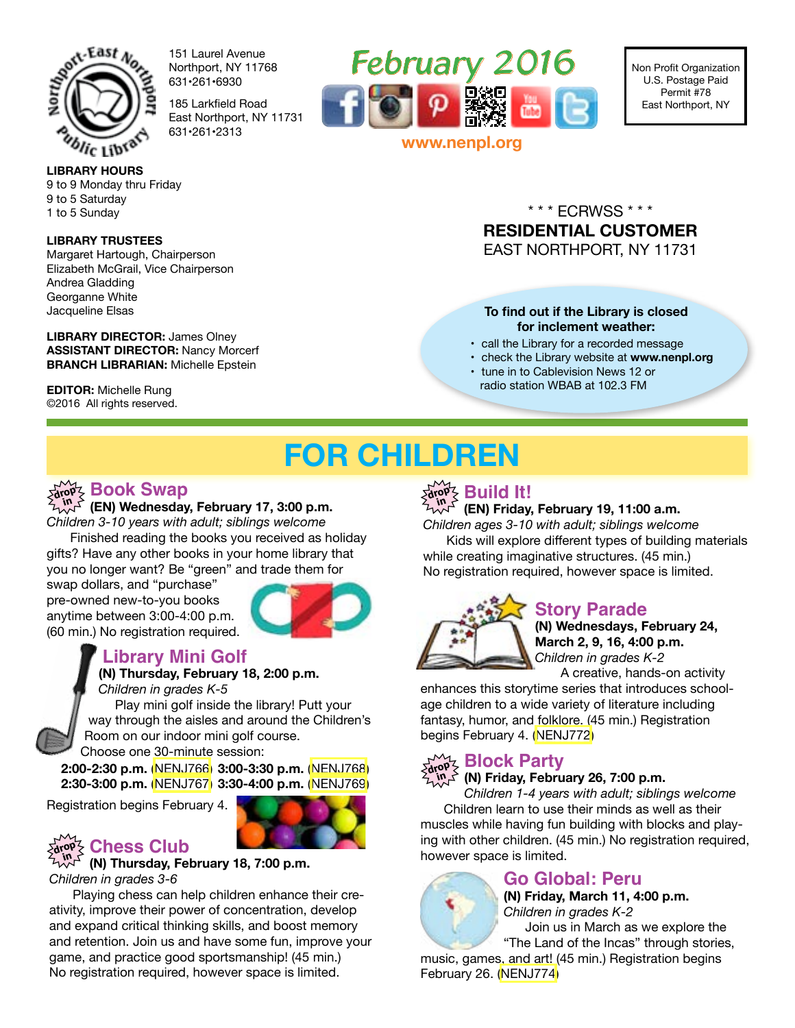151 Laurel Avenue
Northport, NY 11768
631•261•6930

185 Larkfield Road
East Northport, NY 11731
631•261•2313

# February 2016

www.nenpl.org

Non Profit Organization
U.S. Postage Paid
Permit #78
East Northport, NY

**LIBRARY HOURS**
9 to 9 Monday thru Friday
9 to 5 Saturday
1 to 5 Sunday

**LIBRARY TRUSTEES**
Margaret Hartough, Chairperson
Elizabeth McGrail, Vice Chairperson
Andrea Gladding
Georganne White
Jacqueline Elsas

**LIBRARY DIRECTOR:** James Olney
**ASSISTANT DIRECTOR:** Nancy Morcerf
**BRANCH LIBRARIAN:** Michelle Epstein

**EDITOR:** Michelle Rung
©2016 All rights reserved.

\* \* \* ECRWSS \* \* \*
**RESIDENTIAL CUSTOMER**
EAST NORTHPORT, NY 11731

**To find out if the Library is closed for inclement weather:**

- call the Library for a recorded message
- check the Library website at **www.nenpl.org**
- tune in to Cablevision News 12 or radio station WBAB at 102.3 FM

# FOR CHILDREN

## Book Swap

drop in

**(EN) Wednesday, February 17, 3:00 p.m.**
*Children 3-10 years with adult; siblings welcome*

Finished reading the books you received as holiday gifts? Have any other books in your home library that you no longer want? Be "green" and trade them for swap dollars, and "purchase" pre-owned new-to-you books anytime between 3:00-4:00 p.m. (60 min.) No registration required.

## Library Mini Golf

**(N) Thursday, February 18, 2:00 p.m.**
*Children in grades K-5*

Play mini golf inside the library! Putt your way through the aisles and around the Children's Room on our indoor mini golf course.

Choose one 30-minute session:

**2:00-2:30 p.m.** (NENJ766) **3:00-3:30 p.m.** (NENJ768)
**2:30-3:00 p.m.** (NENJ767) **3:30-4:00 p.m.** (NENJ769)

Registration begins February 4.

## Chess Club

drop in

**(N) Thursday, February 18, 7:00 p.m.**
*Children in grades 3-6*

Playing chess can help children enhance their creativity, improve their power of concentration, develop and expand critical thinking skills, and boost memory and retention. Join us and have some fun, improve your game, and practice good sportsmanship! (45 min.) No registration required, however space is limited.

## Build It!

drop in

**(EN) Friday, February 19, 11:00 a.m.**
*Children ages 3-10 with adult; siblings welcome*

Kids will explore different types of building materials while creating imaginative structures. (45 min.) No registration required, however space is limited.

## Story Parade

**(N) Wednesdays, February 24, March 2, 9, 16, 4:00 p.m.**
*Children in grades K-2*

A creative, hands-on activity enhances this storytime series that introduces school-age children to a wide variety of literature including fantasy, humor, and folklore. (45 min.) Registration begins February 4. (NENJ772)

## Block Party

drop in

**(N) Friday, February 26, 7:00 p.m.**
*Children 1-4 years with adult; siblings welcome*

Children learn to use their minds as well as their muscles while having fun building with blocks and playing with other children. (45 min.) No registration required, however space is limited.

## Go Global: Peru

**(N) Friday, March 11, 4:00 p.m.**
*Children in grades K-2*

Join us in March as we explore the "The Land of the Incas" through stories, music, games, and art! (45 min.) Registration begins February 26. (NENJ774)